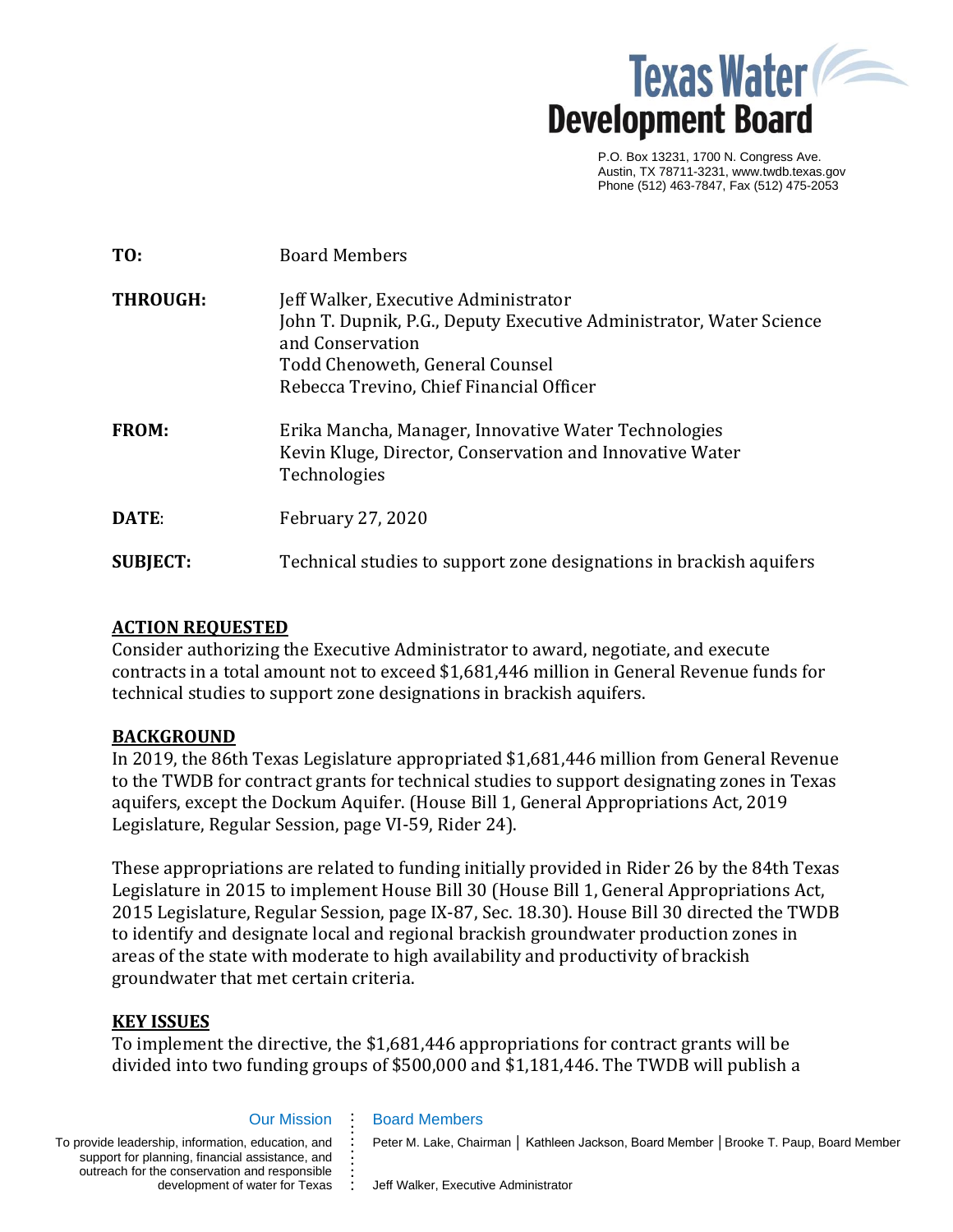**Texas Water Development Board**

P.O. Box 13231, 1700 N. Congress Ave.
Austin, TX 78711-3231, www.twdb.texas.gov
Phone (512) 463-7847, Fax (512) 475-2053

**TO:** Board Members

**THROUGH:** Jeff Walker, Executive Administrator
John T. Dupnik, P.G., Deputy Executive Administrator, Water Science and Conservation
Todd Chenoweth, General Counsel
Rebecca Trevino, Chief Financial Officer

**FROM:** Erika Mancha, Manager, Innovative Water Technologies
Kevin Kluge, Director, Conservation and Innovative Water Technologies

**DATE:** February 27, 2020

**SUBJECT:** Technical studies to support zone designations in brackish aquifers

## ACTION REQUESTED

Consider authorizing the Executive Administrator to award, negotiate, and execute contracts in a total amount not to exceed $1,681,446 million in General Revenue funds for technical studies to support zone designations in brackish aquifers.

## BACKGROUND

In 2019, the 86th Texas Legislature appropriated $1,681,446 million from General Revenue to the TWDB for contract grants for technical studies to support designating zones in Texas aquifers, except the Dockum Aquifer. (House Bill 1, General Appropriations Act, 2019 Legislature, Regular Session, page VI-59, Rider 24).

These appropriations are related to funding initially provided in Rider 26 by the 84th Texas Legislature in 2015 to implement House Bill 30 (House Bill 1, General Appropriations Act, 2015 Legislature, Regular Session, page IX-87, Sec. 18.30). House Bill 30 directed the TWDB to identify and designate local and regional brackish groundwater production zones in areas of the state with moderate to high availability and productivity of brackish groundwater that met certain criteria.

## KEY ISSUES

To implement the directive, the $1,681,446 appropriations for contract grants will be divided into two funding groups of $500,000 and $1,181,446. The TWDB will publish a

Our Mission

To provide leadership, information, education, and support for planning, financial assistance, and outreach for the conservation and responsible development of water for Texas

Board Members

Peter M. Lake, Chairman | Kathleen Jackson, Board Member | Brooke T. Paup, Board Member

Jeff Walker, Executive Administrator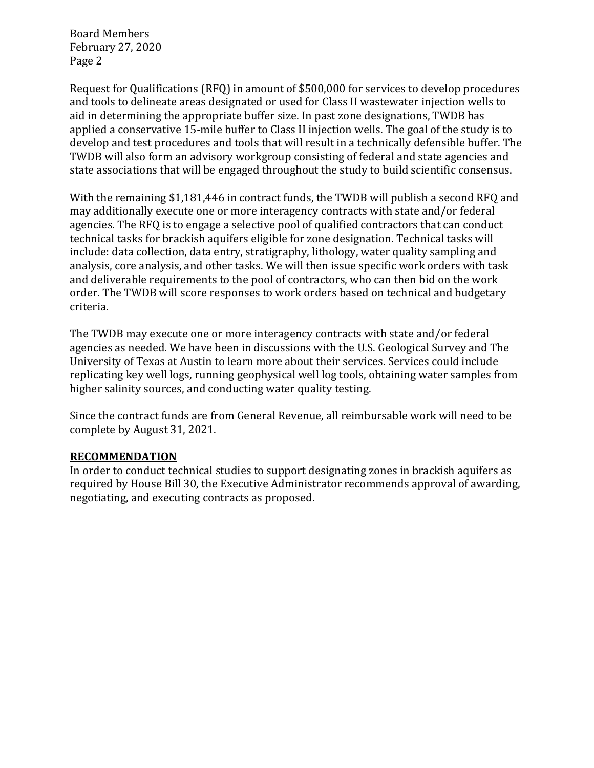Request for Qualifications (RFQ) in amount of $500,000 for services to develop procedures and tools to delineate areas designated or used for Class II wastewater injection wells to aid in determining the appropriate buffer size. In past zone designations, TWDB has applied a conservative 15-mile buffer to Class II injection wells. The goal of the study is to develop and test procedures and tools that will result in a technically defensible buffer. The TWDB will also form an advisory workgroup consisting of federal and state agencies and state associations that will be engaged throughout the study to build scientific consensus.

With the remaining $1,181,446 in contract funds, the TWDB will publish a second RFQ and may additionally execute one or more interagency contracts with state and/or federal agencies. The RFQ is to engage a selective pool of qualified contractors that can conduct technical tasks for brackish aquifers eligible for zone designation. Technical tasks will include: data collection, data entry, stratigraphy, lithology, water quality sampling and analysis, core analysis, and other tasks. We will then issue specific work orders with task and deliverable requirements to the pool of contractors, who can then bid on the work order. The TWDB will score responses to work orders based on technical and budgetary criteria.

The TWDB may execute one or more interagency contracts with state and/or federal agencies as needed. We have been in discussions with the U.S. Geological Survey and The University of Texas at Austin to learn more about their services. Services could include replicating key well logs, running geophysical well log tools, obtaining water samples from higher salinity sources, and conducting water quality testing.

Since the contract funds are from General Revenue, all reimbursable work will need to be complete by August 31, 2021.

## RECOMMENDATION

In order to conduct technical studies to support designating zones in brackish aquifers as required by House Bill 30, the Executive Administrator recommends approval of awarding, negotiating, and executing contracts as proposed.